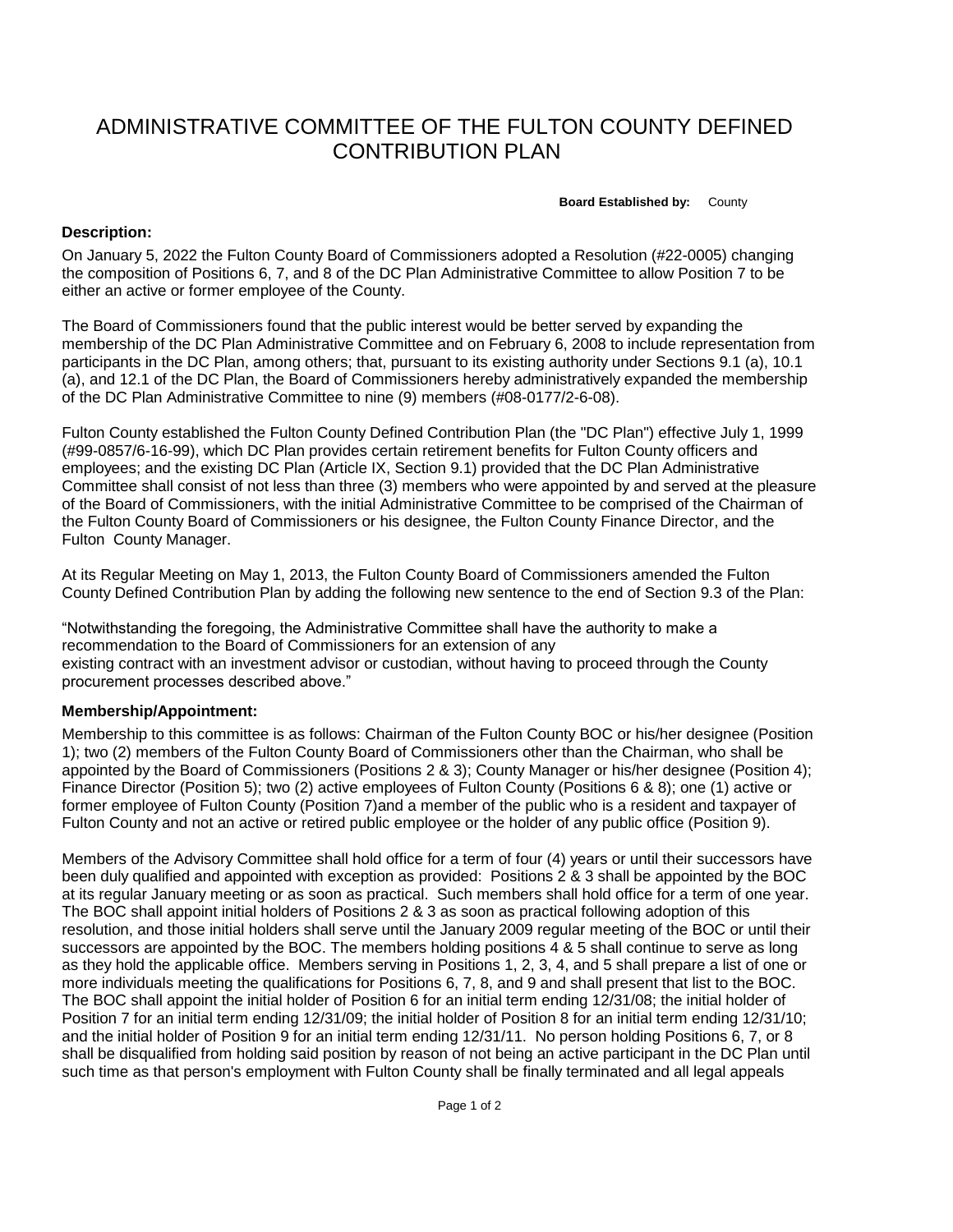# ADMINISTRATIVE COMMITTEE OF THE FULTON COUNTY DEFINED CONTRIBUTION PLAN

**Board Established by:** County

### Description:

On January 5, 2022 the Fulton County Board of Commissioners adopted a Resolution (#22-0005) changing the composition of Positions 6, 7, and 8 of the DC Plan Administrative Committee to allow Position 7 to be either an active or former employee of the County.

The Board of Commissioners found that the public interest would be better served by expanding the membership of the DC Plan Administrative Committee and on February 6, 2008 to include representation from participants in the DC Plan, among others; that, pursuant to its existing authority under Sections 9.1 (a), 10.1 (a), and 12.1 of the DC Plan, the Board of Commissioners hereby administratively expanded the membership of the DC Plan Administrative Committee to nine (9) members (#08-0177/2-6-08).

Fulton County established the Fulton County Defined Contribution Plan (the "DC Plan") effective July 1, 1999 (#99-0857/6-16-99), which DC Plan provides certain retirement benefits for Fulton County officers and employees; and the existing DC Plan (Article IX, Section 9.1) provided that the DC Plan Administrative Committee shall consist of not less than three (3) members who were appointed by and served at the pleasure of the Board of Commissioners, with the initial Administrative Committee to be comprised of the Chairman of the Fulton County Board of Commissioners or his designee, the Fulton County Finance Director, and the Fulton County Manager.

At its Regular Meeting on May 1, 2013, the Fulton County Board of Commissioners amended the Fulton County Defined Contribution Plan by adding the following new sentence to the end of Section 9.3 of the Plan:

"Notwithstanding the foregoing, the Administrative Committee shall have the authority to make a recommendation to the Board of Commissioners for an extension of any existing contract with an investment advisor or custodian, without having to proceed through the County procurement processes described above."

### Membership/Appointment:

Membership to this committee is as follows: Chairman of the Fulton County BOC or his/her designee (Position 1); two (2) members of the Fulton County Board of Commissioners other than the Chairman, who shall be appointed by the Board of Commissioners (Positions 2 & 3); County Manager or his/her designee (Position 4); Finance Director (Position 5); two (2) active employees of Fulton County (Positions 6 & 8); one (1) active or former employee of Fulton County (Position 7)and a member of the public who is a resident and taxpayer of Fulton County and not an active or retired public employee or the holder of any public office (Position 9).

Members of the Advisory Committee shall hold office for a term of four (4) years or until their successors have been duly qualified and appointed with exception as provided: Positions 2 & 3 shall be appointed by the BOC at its regular January meeting or as soon as practical. Such members shall hold office for a term of one year. The BOC shall appoint initial holders of Positions 2 & 3 as soon as practical following adoption of this resolution, and those initial holders shall serve until the January 2009 regular meeting of the BOC or until their successors are appointed by the BOC. The members holding positions 4 & 5 shall continue to serve as long as they hold the applicable office. Members serving in Positions 1, 2, 3, 4, and 5 shall prepare a list of one or more individuals meeting the qualifications for Positions 6, 7, 8, and 9 and shall present that list to the BOC. The BOC shall appoint the initial holder of Position 6 for an initial term ending 12/31/08; the initial holder of Position 7 for an initial term ending 12/31/09; the initial holder of Position 8 for an initial term ending 12/31/10; and the initial holder of Position 9 for an initial term ending 12/31/11. No person holding Positions 6, 7, or 8 shall be disqualified from holding said position by reason of not being an active participant in the DC Plan until such time as that person's employment with Fulton County shall be finally terminated and all legal appeals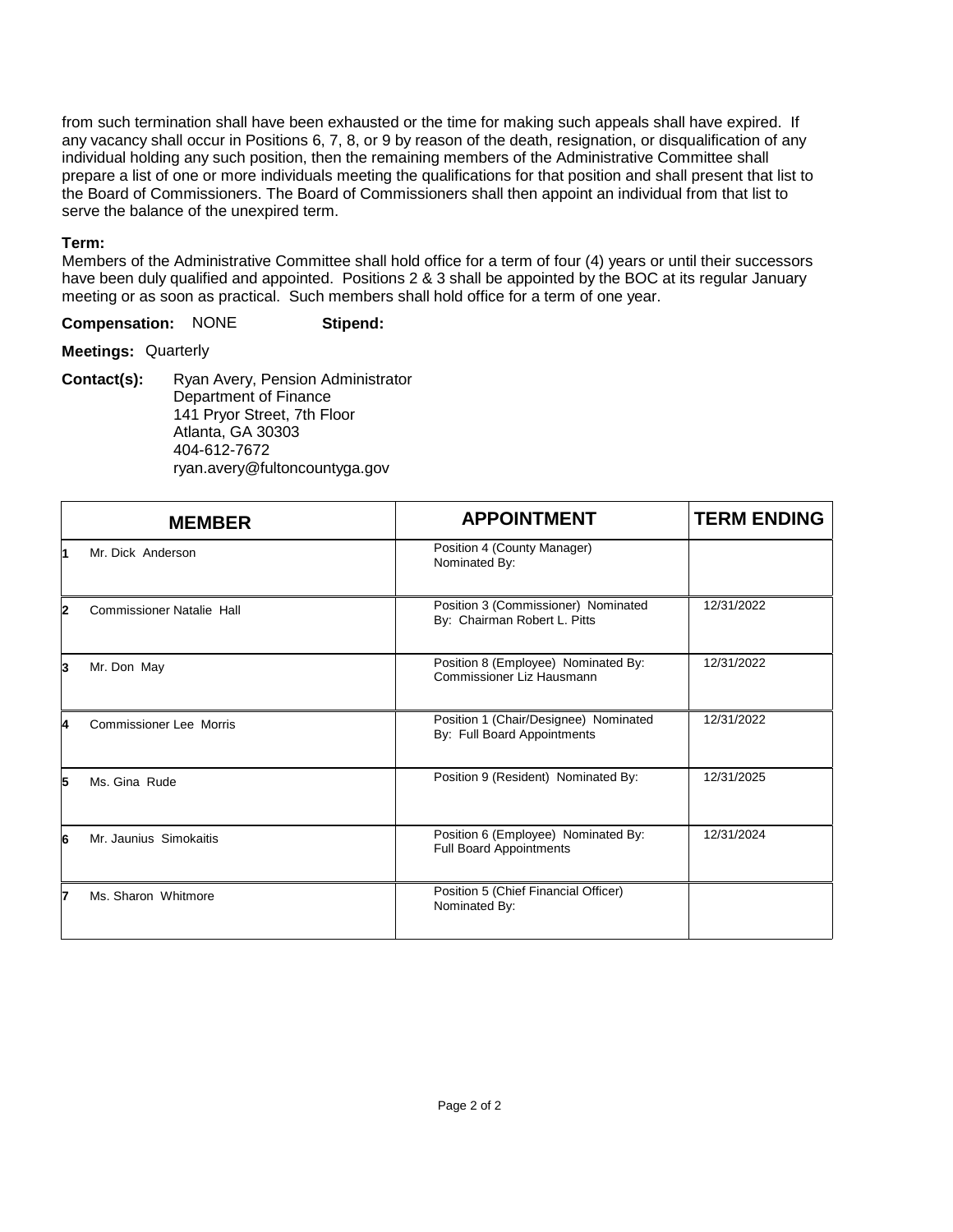from such termination shall have been exhausted or the time for making such appeals shall have expired. If any vacancy shall occur in Positions 6, 7, 8, or 9 by reason of the death, resignation, or disqualification of any individual holding any such position, then the remaining members of the Administrative Committee shall prepare a list of one or more individuals meeting the qualifications for that position and shall present that list to the Board of Commissioners. The Board of Commissioners shall then appoint an individual from that list to serve the balance of the unexpired term.

**Term:**
Members of the Administrative Committee shall hold office for a term of four (4) years or until their successors have been duly qualified and appointed. Positions 2 & 3 shall be appointed by the BOC at its regular January meeting or as soon as practical. Such members shall hold office for a term of one year.

**Compensation:** NONE **Stipend:**

**Meetings:** Quarterly

**Contact(s):** Ryan Avery, Pension Administrator
Department of Finance
141 Pryor Street, 7th Floor
Atlanta, GA 30303
404-612-7672
ryan.avery@fultoncountyga.gov

| | MEMBER | APPOINTMENT | TERM ENDING |
|---|---|---|---|
| 1 | Mr. Dick Anderson | Position 4 (County Manager) Nominated By: | |
| 2 | Commissioner Natalie Hall | Position 3 (Commissioner) Nominated By: Chairman Robert L. Pitts | 12/31/2022 |
| 3 | Mr. Don May | Position 8 (Employee) Nominated By: Commissioner Liz Hausmann | 12/31/2022 |
| 4 | Commissioner Lee Morris | Position 1 (Chair/Designee) Nominated By: Full Board Appointments | 12/31/2022 |
| 5 | Ms. Gina Rude | Position 9 (Resident) Nominated By: | 12/31/2025 |
| 6 | Mr. Jaunius Simokaitis | Position 6 (Employee) Nominated By: Full Board Appointments | 12/31/2024 |
| 7 | Ms. Sharon Whitmore | Position 5 (Chief Financial Officer) Nominated By: | |